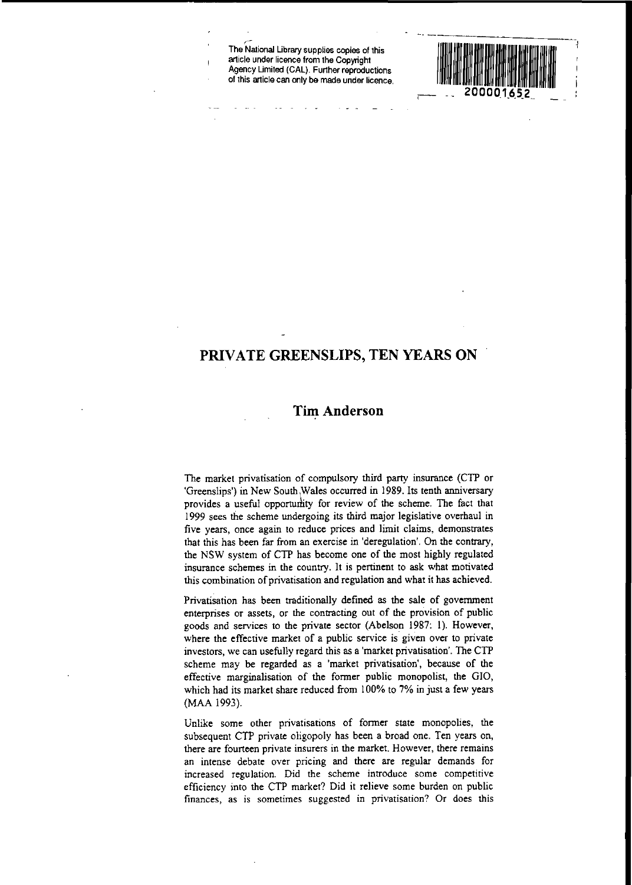The National Library supplies copies of this article under licence from the Copyright Agency Limited (CAL). Further reproductions of this article can only be made under licence.

# PRIVATE GREENSLIPS, TEN YEARS ON

## Tim Anderson

The market privatisation of compulsory third party insurance (CTP or 'Greenslips') in New South Wales occurred in 1989. Its tenth anniversary provides a useful opportunity for review of the scheme. The fact that 1999 sees the scheme undergoing its third major legislative overhaul in five years, once again to reduce prices and limit claims, demonstrates that this has been far from an exercise in 'deregulation'. On the contrary, the NSW system of CTP has become one of the most highly regulated insurance schemes in the country. It is pertinent to ask what motivated this combination of privatisation and regulation and what it has achieved.

Privatisation has been traditionally defined as the sale of government enterprises or assets, or the contracting out of the provision of public goods and services to the private sector (Abelson 1987: 1). However, where the effective market of a public service is given over to private investors, we can usefully regard this as a 'market privatisation'. The CTP scheme may be regarded as a 'market privatisation', because of the effective marginalisation of the former public monopolist, the GIO, which had its market share reduced from 100% to 7% in just a few years (MAA 1993).

Unlike some other privatisations of former state monopolies, the subsequent CTP private oligopoly has been a broad one. Ten years on, there are fourteen private insurers in the market. However, there remains an intense debate over pricing and there are regular demands for increased regulation. Did the scheme introduce some competitive efficiency into the CTP market? Did it relieve some burden on public finances, as is sometimes suggested in privatisation? Or does this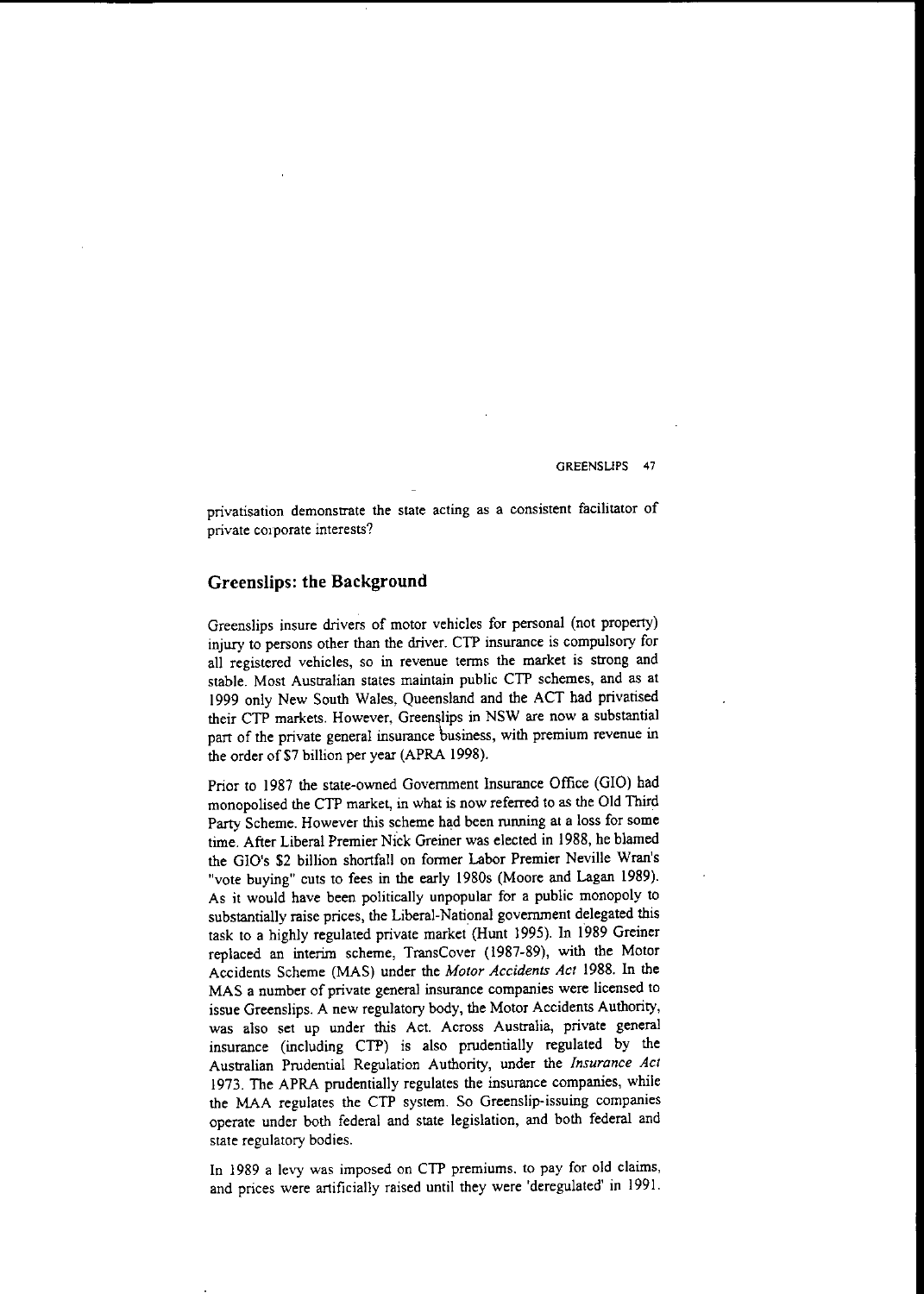privatisation demonstrate the state acting as a consistent facilitator of private corporate interests?

## Greenslips: the Background

Greenslips insure drivers of motor vehicles for personal (not property) injury to persons other than the driver. CTP insurance is compulsory for all registered vehicles, so in revenue terms the market is strong and stable. Most Australian states maintain public CTP schemes, and as at 1999 only New South Wales, Queensland and the ACT had privatised their CTP markets. However, Greenslips in NSW are now a substantial part of the private general insurance business, with premium revenue in the order of $7 billion per year (APRA 1998).

Prior to 1987 the state-owned Government Insurance Office (GIO) had monopolised the CTP market, in what is now referred to as the Old Third Party Scheme. However this scheme had been running at a loss for some time. After Liberal Premier Nick Greiner was elected in 1988, he blamed the GIO's $2 billion shortfall on former Labor Premier Neville Wran's "vote buying" cuts to fees in the early 1980s (Moore and Lagan 1989). As it would have been politically unpopular for a public monopoly to substantially raise prices, the Liberal-National government delegated this task to a highly regulated private market (Hunt 1995). In 1989 Greiner replaced an interim scheme, TransCover (1987-89), with the Motor Accidents Scheme (MAS) under the *Motor Accidents Act* 1988. In the MAS a number of private general insurance companies were licensed to issue Greenslips. A new regulatory body, the Motor Accidents Authority, was also set up under this Act. Across Australia, private general insurance (including CTP) is also prudentially regulated by the Australian Prudential Regulation Authority, under the *Insurance Act* 1973. The APRA prudentially regulates the insurance companies, while the MAA regulates the CTP system. So Greenslip-issuing companies operate under both federal and state legislation, and both federal and state regulatory bodies.

In 1989 a levy was imposed on CTP premiums. to pay for old claims, and prices were artificially raised until they were 'deregulated' in 1991.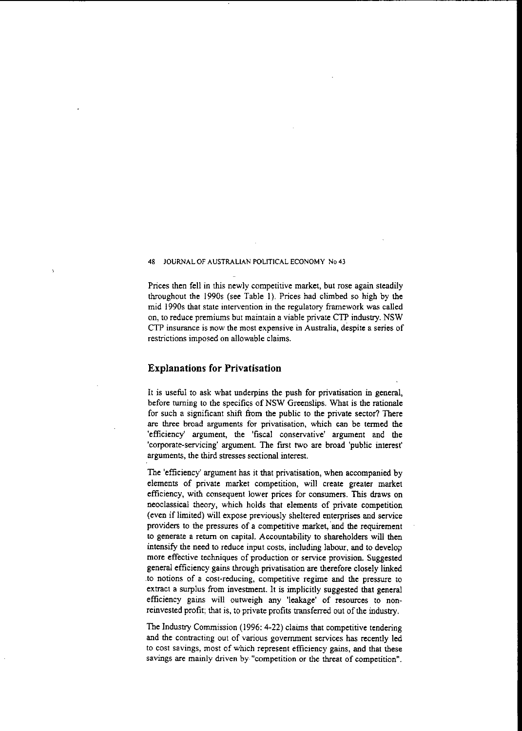Prices then fell in this newly competitive market, but rose again steadily throughout the 1990s (see Table 1). Prices had climbed so high by the mid 1990s that state intervention in the regulatory framework was called on, to reduce premiums but maintain a viable private CTP industry. NSW CTP insurance is now the most expensive in Australia, despite a series of restrictions imposed on allowable claims.

## Explanations for Privatisation

It is useful to ask what underpins the push for privatisation in general, before turning to the specifics of NSW Greenslips. What is the rationale for such a significant shift from the public to the private sector? There are three broad arguments for privatisation, which can be termed the 'efficiency' argument, the 'fiscal conservative' argument and the 'corporate-servicing' argument. The first two are broad 'public interest' arguments, the third stresses sectional interest.

The 'efficiency' argument has it that privatisation, when accompanied by elements of private market competition, will create greater market efficiency, with consequent lower prices for consumers. This draws on neoclassical theory, which holds that elements of private competition (even if limited) will expose previously sheltered enterprises and service providers to the pressures of a competitive market, and the requirement to generate a return on capital. Accountability to shareholders will then intensify the need to reduce input costs, including labour, and to develop more effective techniques of production or service provision. Suggested general efficiency gains through privatisation are therefore closely linked to notions of a cost-reducing, competitive regime and the pressure to extract a surplus from investment. It is implicitly suggested that general efficiency gains will outweigh any 'leakage' of resources to non-reinvested profit; that is, to private profits transferred out of the industry.

The Industry Commission (1996: 4-22) claims that competitive tendering and the contracting out of various government services has recently led to cost savings, most of which represent efficiency gains, and that these savings are mainly driven by "competition or the threat of competition".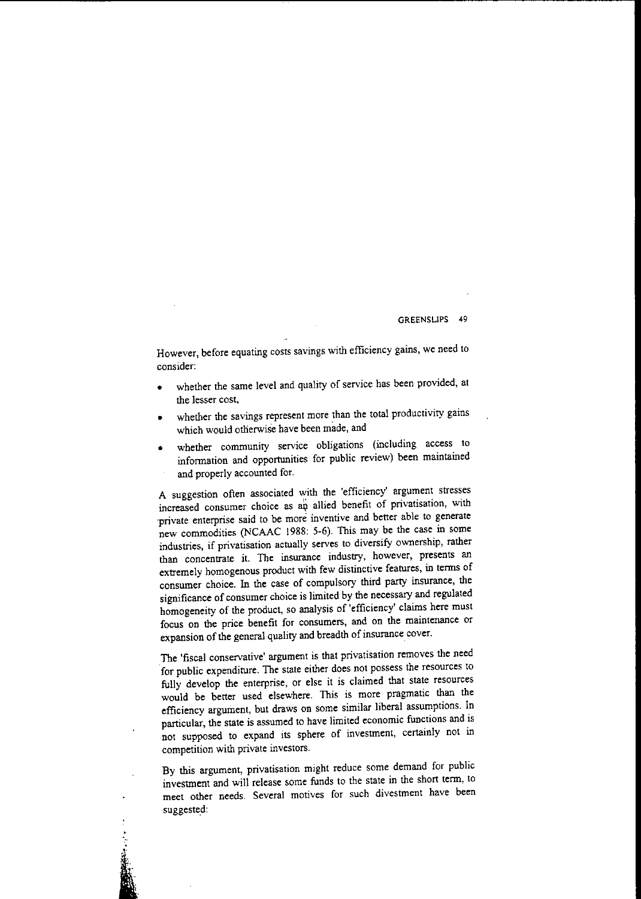However, before equating costs savings with efficiency gains, we need to consider:

- whether the same level and quality of service has been provided, at the lesser cost,
- whether the savings represent more than the total productivity gains which would otherwise have been made, and
- whether community service obligations (including access to information and opportunities for public review) been maintained and properly accounted for.

A suggestion often associated with the 'efficiency' argument stresses increased consumer choice as an allied benefit of privatisation, with private enterprise said to be more inventive and better able to generate new commodities (NCAAC 1988: 5-6). This may be the case in some industries, if privatisation actually serves to diversify ownership, rather than concentrate it. The insurance industry, however, presents an extremely homogenous product with few distinctive features, in terms of consumer choice. In the case of compulsory third party insurance, the significance of consumer choice is limited by the necessary and regulated homogeneity of the product, so analysis of 'efficiency' claims here must focus on the price benefit for consumers, and on the maintenance or expansion of the general quality and breadth of insurance cover.

The 'fiscal conservative' argument is that privatisation removes the need for public expenditure. The state either does not possess the resources to fully develop the enterprise, or else it is claimed that state resources would be better used elsewhere. This is more pragmatic than the efficiency argument, but draws on some similar liberal assumptions. In particular, the state is assumed to have limited economic functions and is not supposed to expand its sphere of investment, certainly not in competition with private investors.

By this argument, privatisation might reduce some demand for public investment and will release some funds to the state in the short term, to meet other needs. Several motives for such divestment have been suggested: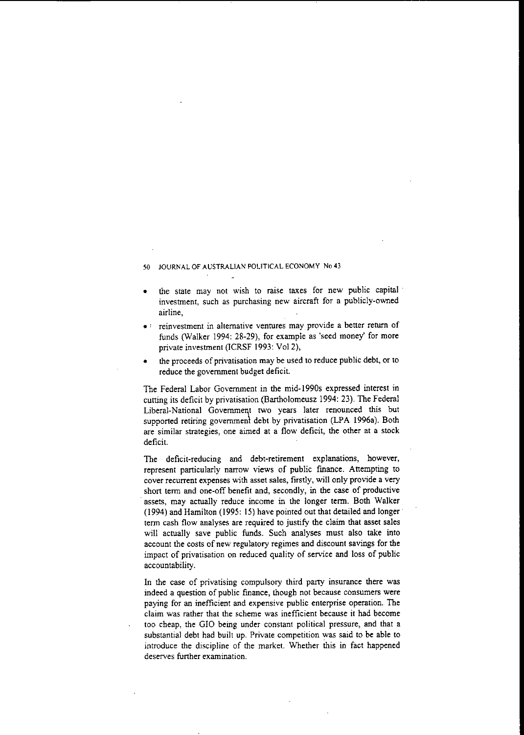- the state may not wish to raise taxes for new public capital investment, such as purchasing new aircraft for a publicly-owned airline,
- reinvestment in alternative ventures may provide a better return of funds (Walker 1994: 28-29), for example as 'seed money' for more private investment (ICRSF 1993: Vol 2),
- the proceeds of privatisation may be used to reduce public debt, or to reduce the government budget deficit.

The Federal Labor Government in the mid-1990s expressed interest in cutting its deficit by privatisation (Bartholomeusz 1994: 23). The Federal Liberal-National Government two years later renounced this but supported retiring government debt by privatisation (LPA 1996a). Both are similar strategies, one aimed at a flow deficit, the other at a stock deficit.

The deficit-reducing and debt-retirement explanations, however, represent particularly narrow views of public finance. Attempting to cover recurrent expenses with asset sales, firstly, will only provide a very short term and one-off benefit and, secondly, in the case of productive assets, may actually reduce income in the longer term. Both Walker (1994) and Hamilton (1995: 15) have pointed out that detailed and longer term cash flow analyses are required to justify the claim that asset sales will actually save public funds. Such analyses must also take into account the costs of new regulatory regimes and discount savings for the impact of privatisation on reduced quality of service and loss of public accountability.

In the case of privatising compulsory third party insurance there was indeed a question of public finance, though not because consumers were paying for an inefficient and expensive public enterprise operation. The claim was rather that the scheme was inefficient because it had become too cheap, the GIO being under constant political pressure, and that a substantial debt had built up. Private competition was said to be able to introduce the discipline of the market. Whether this in fact happened deserves further examination.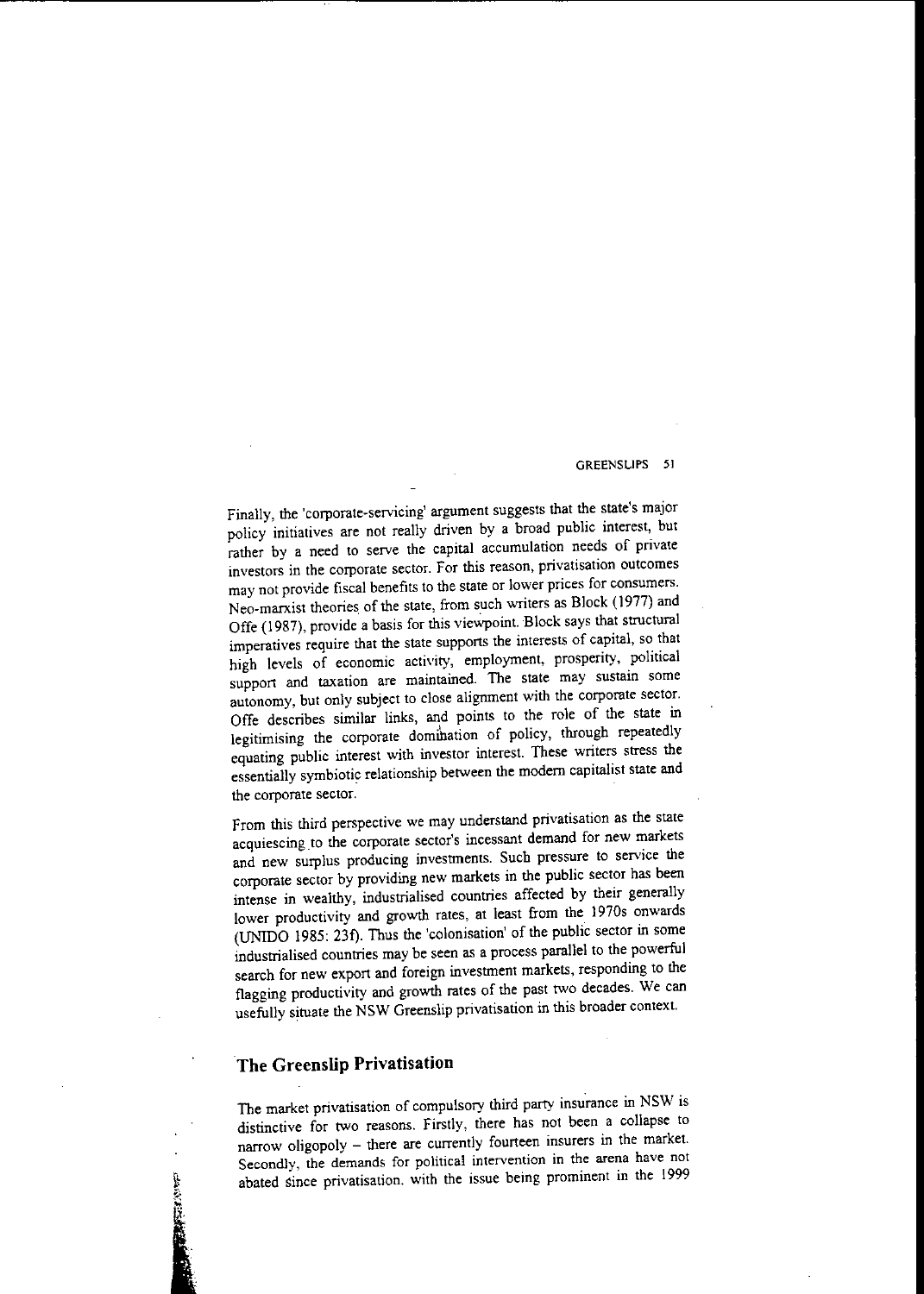Finally, the 'corporate-servicing' argument suggests that the state's major policy initiatives are not really driven by a broad public interest, but rather by a need to serve the capital accumulation needs of private investors in the corporate sector. For this reason, privatisation outcomes may not provide fiscal benefits to the state or lower prices for consumers. Neo-marxist theories of the state, from such writers as Block (1977) and Offe (1987), provide a basis for this viewpoint. Block says that structural imperatives require that the state supports the interests of capital, so that high levels of economic activity, employment, prosperity, political support and taxation are maintained. The state may sustain some autonomy, but only subject to close alignment with the corporate sector. Offe describes similar links, and points to the role of the state in legitimising the corporate domination of policy, through repeatedly equating public interest with investor interest. These writers stress the essentially symbiotic relationship between the modern capitalist state and the corporate sector.

From this third perspective we may understand privatisation as the state acquiescing to the corporate sector's incessant demand for new markets and new surplus producing investments. Such pressure to service the corporate sector by providing new markets in the public sector has been intense in wealthy, industrialised countries affected by their generally lower productivity and growth rates, at least from the 1970s onwards (UNIDO 1985: 23f). Thus the 'colonisation' of the public sector in some industrialised countries may be seen as a process parallel to the powerful search for new export and foreign investment markets, responding to the flagging productivity and growth rates of the past two decades. We can usefully situate the NSW Greenslip privatisation in this broader context.

## The Greenslip Privatisation

The market privatisation of compulsory third party insurance in NSW is distinctive for two reasons. Firstly, there has not been a collapse to narrow oligopoly – there are currently fourteen insurers in the market. Secondly, the demands for political intervention in the arena have not abated since privatisation, with the issue being prominent in the 1999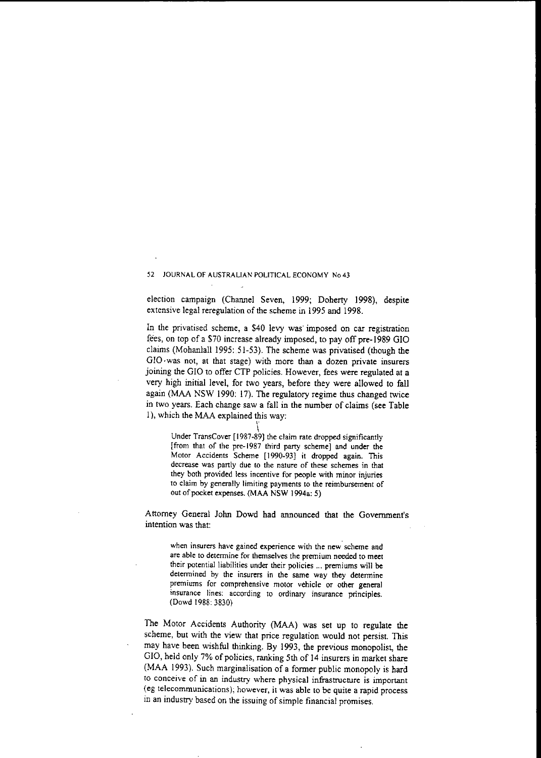election campaign (Channel Seven, 1999; Doherty 1998), despite extensive legal reregulation of the scheme in 1995 and 1998.

In the privatised scheme, a $40 levy was imposed on car registration fees, on top of a $70 increase already imposed, to pay off pre-1989 GIO claims (Mohanlall 1995: 51-53). The scheme was privatised (though the GIO was not, at that stage) with more than a dozen private insurers joining the GIO to offer CTP policies. However, fees were regulated at a very high initial level, for two years, before they were allowed to fall again (MAA NSW 1990: 17). The regulatory regime thus changed twice in two years. Each change saw a fall in the number of claims (see Table 1), which the MAA explained this way:

> Under TransCover [1987-89] the claim rate dropped significantly [from that of the pre-1987 third party scheme] and under the Motor Accidents Scheme [1990-93] it dropped again. This decrease was partly due to the nature of these schemes in that they both provided less incentive for people with minor injuries to claim by generally limiting payments to the reimbursement of out of pocket expenses. (MAA NSW 1994a: 5)

Attorney General John Dowd had announced that the Government's intention was that:

> when insurers have gained experience with the new scheme and are able to determine for themselves the premium needed to meet their potential liabilities under their policies ... premiums will be determined by the insurers in the same way they determine premiums for comprehensive motor vehicle or other general insurance lines: according to ordinary insurance principles. (Dowd 1988: 3830)

The Motor Accidents Authority (MAA) was set up to regulate the scheme, but with the view that price regulation would not persist. This may have been wishful thinking. By 1993, the previous monopolist, the GIO, held only 7% of policies, ranking 5th of 14 insurers in market share (MAA 1993). Such marginalisation of a former public monopoly is hard to conceive of in an industry where physical infrastructure is important (eg telecommunications); however, it was able to be quite a rapid process in an industry based on the issuing of simple financial promises.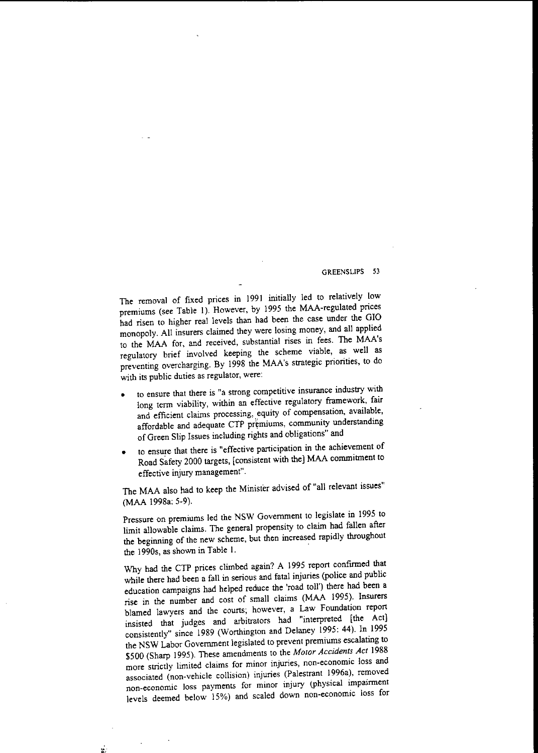The removal of fixed prices in 1991 initially led to relatively low premiums (see Table 1). However, by 1995 the MAA-regulated prices had risen to higher real levels than had been the case under the GIO monopoly. All insurers claimed they were losing money, and all applied to the MAA for, and received, substantial rises in fees. The MAA's regulatory brief involved keeping the scheme viable, as well as preventing overcharging. By 1998 the MAA's strategic priorities, to do with its public duties as regulator, were:

- to ensure that there is "a strong competitive insurance industry with long term viability, within an effective regulatory framework, fair and efficient claims processing, equity of compensation, available, affordable and adequate CTP premiums, community understanding of Green Slip Issues including rights and obligations" and
- to ensure that there is "effective participation in the achievement of Road Safety 2000 targets, [consistent with the] MAA commitment to effective injury management".

The MAA also had to keep the Minister advised of "all relevant issues" (MAA 1998a: 5-9).

Pressure on premiums led the NSW Government to legislate in 1995 to limit allowable claims. The general propensity to claim had fallen after the beginning of the new scheme, but then increased rapidly throughout the 1990s, as shown in Table 1.

Why had the CTP prices climbed again? A 1995 report confirmed that while there had been a fall in serious and fatal injuries (police and public education campaigns had helped reduce the 'road toll') there had been a rise in the number and cost of small claims (MAA 1995). Insurers blamed lawyers and the courts; however, a Law Foundation report insisted that judges and arbitrators had "interpreted [the Act] consistently" since 1989 (Worthington and Delaney 1995: 44). In 1995 the NSW Labor Government legislated to prevent premiums escalating to $500 (Sharp 1995). These amendments to the *Motor Accidents Act* 1988 more strictly limited claims for minor injuries, non-economic loss and associated (non-vehicle collision) injuries (Palestrant 1996a), removed non-economic loss payments for minor injury (physical impairment levels deemed below 15%) and scaled down non-economic loss for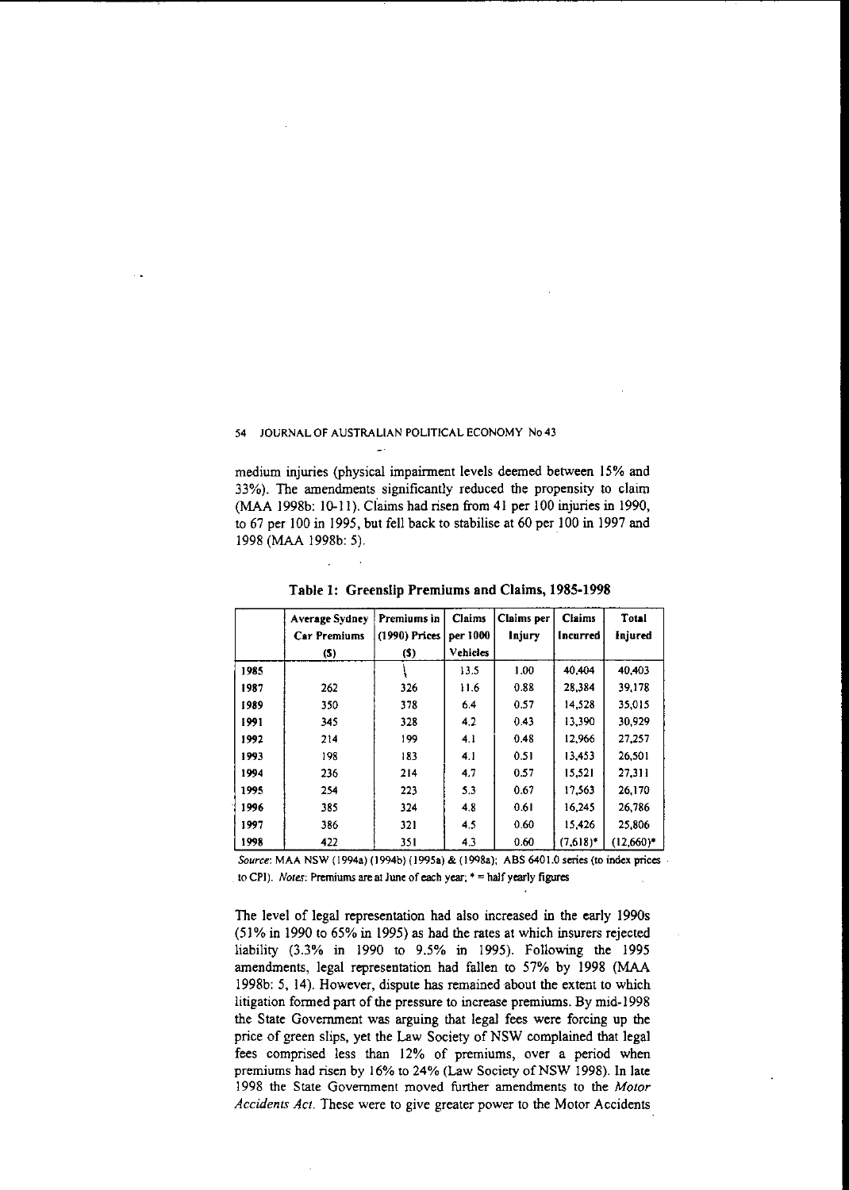medium injuries (physical impairment levels deemed between 15% and 33%). The amendments significantly reduced the propensity to claim (MAA 1998b: 10-11). Claims had risen from 41 per 100 injuries in 1990, to 67 per 100 in 1995, but fell back to stabilise at 60 per 100 in 1997 and 1998 (MAA 1998b: 5).

**Table 1: Greenslip Premiums and Claims, 1985-1998**

| | Average Sydney Car Premiums ($) | Premiums in (1990) Prices ($) | Claims per 1000 Vehicles | Claims per Injury | Claims Incurred | Total Injured |
|---|---|---|---|---|---|---|
| 1985 | | \ | 13.5 | 1.00 | 40,404 | 40,403 |
| 1987 | 262 | 326 | 11.6 | 0.88 | 28,384 | 39,178 |
| 1989 | 350 | 378 | 6.4 | 0.57 | 14,528 | 35,015 |
| 1991 | 345 | 328 | 4.2 | 0.43 | 13,390 | 30,929 |
| 1992 | 214 | 199 | 4.1 | 0.48 | 12,966 | 27,257 |
| 1993 | 198 | 183 | 4.1 | 0.51 | 13,453 | 26,501 |
| 1994 | 236 | 214 | 4.7 | 0.57 | 15,521 | 27,311 |
| 1995 | 254 | 223 | 5.3 | 0.67 | 17,563 | 26,170 |
| 1996 | 385 | 324 | 4.8 | 0.61 | 16,245 | 26,786 |
| 1997 | 386 | 321 | 4.5 | 0.60 | 15,426 | 25,806 |
| 1998 | 422 | 351 | 4.3 | 0.60 | (7,618)* | (12,660)* |

*Source*: MAA NSW (1994a) (1994b) (1995a) & (1998a); ABS 6401.0 series (to index prices to CPI). *Notes*: Premiums are at June of each year; * = half yearly figures

The level of legal representation had also increased in the early 1990s (51% in 1990 to 65% in 1995) as had the rates at which insurers rejected liability (3.3% in 1990 to 9.5% in 1995). Following the 1995 amendments, legal representation had fallen to 57% by 1998 (MAA 1998b: 5, 14). However, dispute has remained about the extent to which litigation formed part of the pressure to increase premiums. By mid-1998 the State Government was arguing that legal fees were forcing up the price of green slips, yet the Law Society of NSW complained that legal fees comprised less than 12% of premiums, over a period when premiums had risen by 16% to 24% (Law Society of NSW 1998). In late 1998 the State Government moved further amendments to the *Motor Accidents Act*. These were to give greater power to the Motor Accidents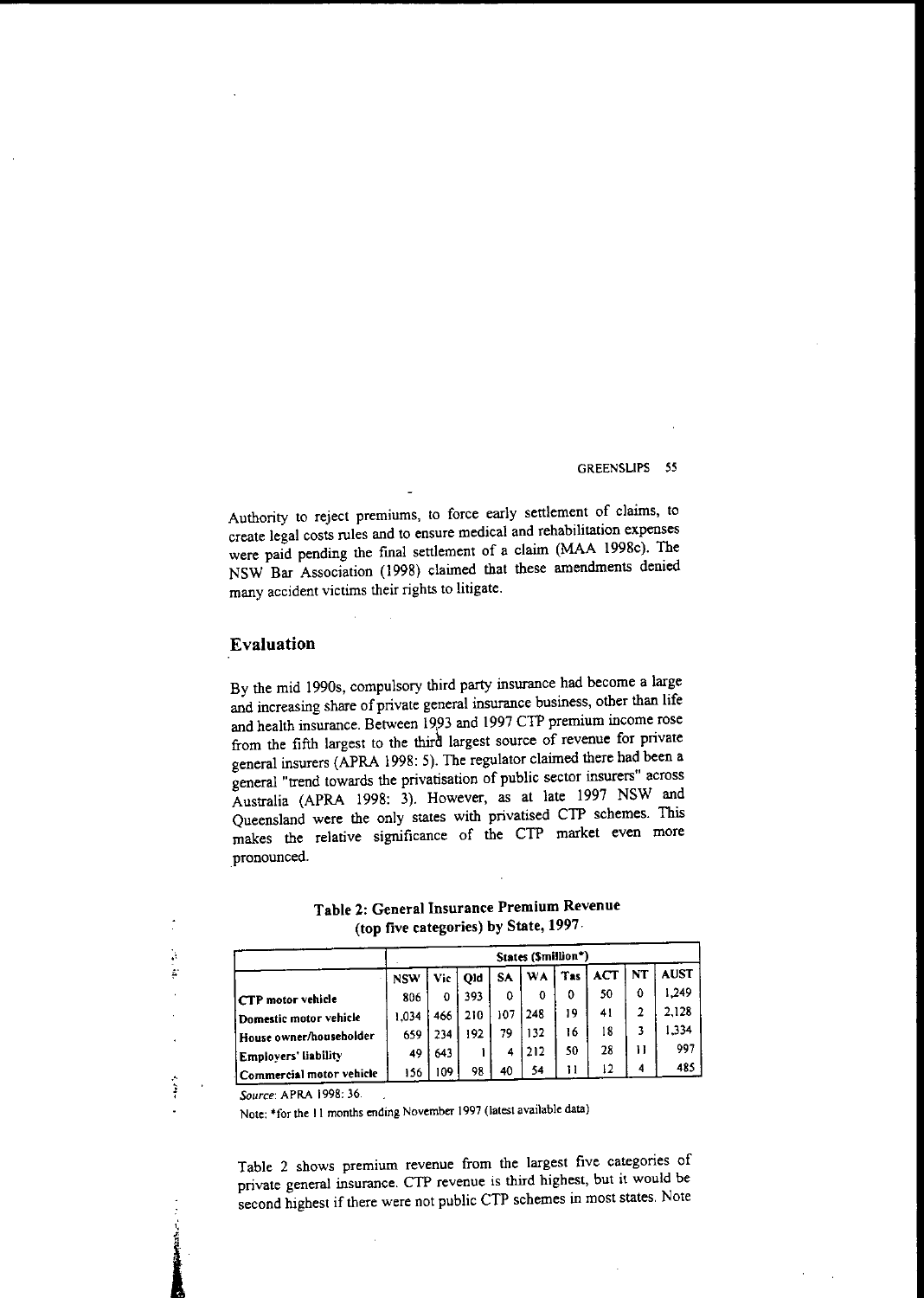Authority to reject premiums, to force early settlement of claims, to create legal costs rules and to ensure medical and rehabilitation expenses were paid pending the final settlement of a claim (MAA 1998c). The NSW Bar Association (1998) claimed that these amendments denied many accident victims their rights to litigate.

## Evaluation

By the mid 1990s, compulsory third party insurance had become a large and increasing share of private general insurance business, other than life and health insurance. Between 1993 and 1997 CTP premium income rose from the fifth largest to the third largest source of revenue for private general insurers (APRA 1998: 5). The regulator claimed there had been a general "trend towards the privatisation of public sector insurers" across Australia (APRA 1998: 3). However, as at late 1997 NSW and Queensland were the only states with privatised CTP schemes. This makes the relative significance of the CTP market even more pronounced.

**Table 2: General Insurance Premium Revenue (top five categories) by State, 1997**

| | States ($million*) | | | | | | | | |
|---|---|---|---|---|---|---|---|---|---|
| | NSW | Vic | Qld | SA | WA | Tas | ACT | NT | AUST |
| CTP motor vehicle | 806 | 0 | 393 | 0 | 0 | 0 | 50 | 0 | 1,249 |
| Domestic motor vehicle | 1,034 | 466 | 210 | 107 | 248 | 19 | 41 | 2 | 2,128 |
| House owner/householder | 659 | 234 | 192 | 79 | 132 | 16 | 18 | 3 | 1,334 |
| Employers' liability | 49 | 643 | 1 | 4 | 212 | 50 | 28 | 11 | 997 |
| Commercial motor vehicle | 156 | 109 | 98 | 40 | 54 | 11 | 12 | 4 | 485 |

*Source*: APRA 1998: 36.

Note: *for the 11 months ending November 1997 (latest available data)

Table 2 shows premium revenue from the largest five categories of private general insurance. CTP revenue is third highest, but it would be second highest if there were not public CTP schemes in most states. Note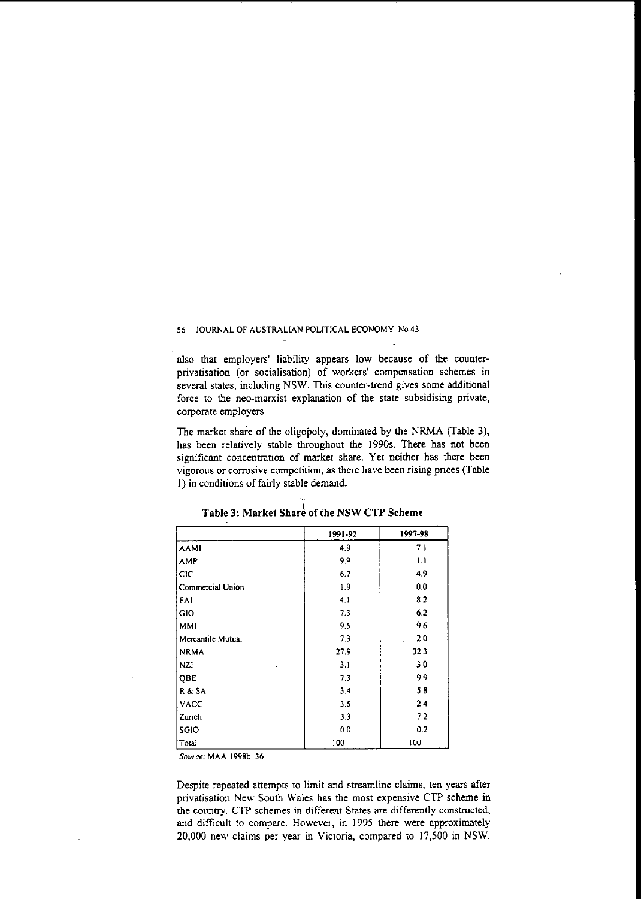also that employers' liability appears low because of the counter-privatisation (or socialisation) of workers' compensation schemes in several states, including NSW. This counter-trend gives some additional force to the neo-marxist explanation of the state subsidising private, corporate employers.

The market share of the oligopoly, dominated by the NRMA (Table 3), has been relatively stable throughout the 1990s. There has not been significant concentration of market share. Yet neither has there been vigorous or corrosive competition, as there have been rising prices (Table 1) in conditions of fairly stable demand.

**Table 3: Market Share of the NSW CTP Scheme**

| | 1991-92 | 1997-98 |
|---|---|---|
| AAMI | 4.9 | 7.1 |
| AMP | 9.9 | 1.1 |
| CIC | 6.7 | 4.9 |
| Commercial Union | 1.9 | 0.0 |
| FAI | 4.1 | 8.2 |
| GIO | 7.3 | 6.2 |
| MMI | 9.5 | 9.6 |
| Mercantile Mutual | 7.3 | 2.0 |
| NRMA | 27.9 | 32.3 |
| NZI | 3.1 | 3.0 |
| QBE | 7.3 | 9.9 |
| R & SA | 3.4 | 5.8 |
| VACC | 3.5 | 2.4 |
| Zurich | 3.3 | 7.2 |
| SGIO | 0.0 | 0.2 |
| Total | 100 | 100 |

*Source:* MAA 1998b: 36

Despite repeated attempts to limit and streamline claims, ten years after privatisation New South Wales has the most expensive CTP scheme in the country. CTP schemes in different States are differently constructed, and difficult to compare. However, in 1995 there were approximately 20,000 new claims per year in Victoria, compared to 17,500 in NSW.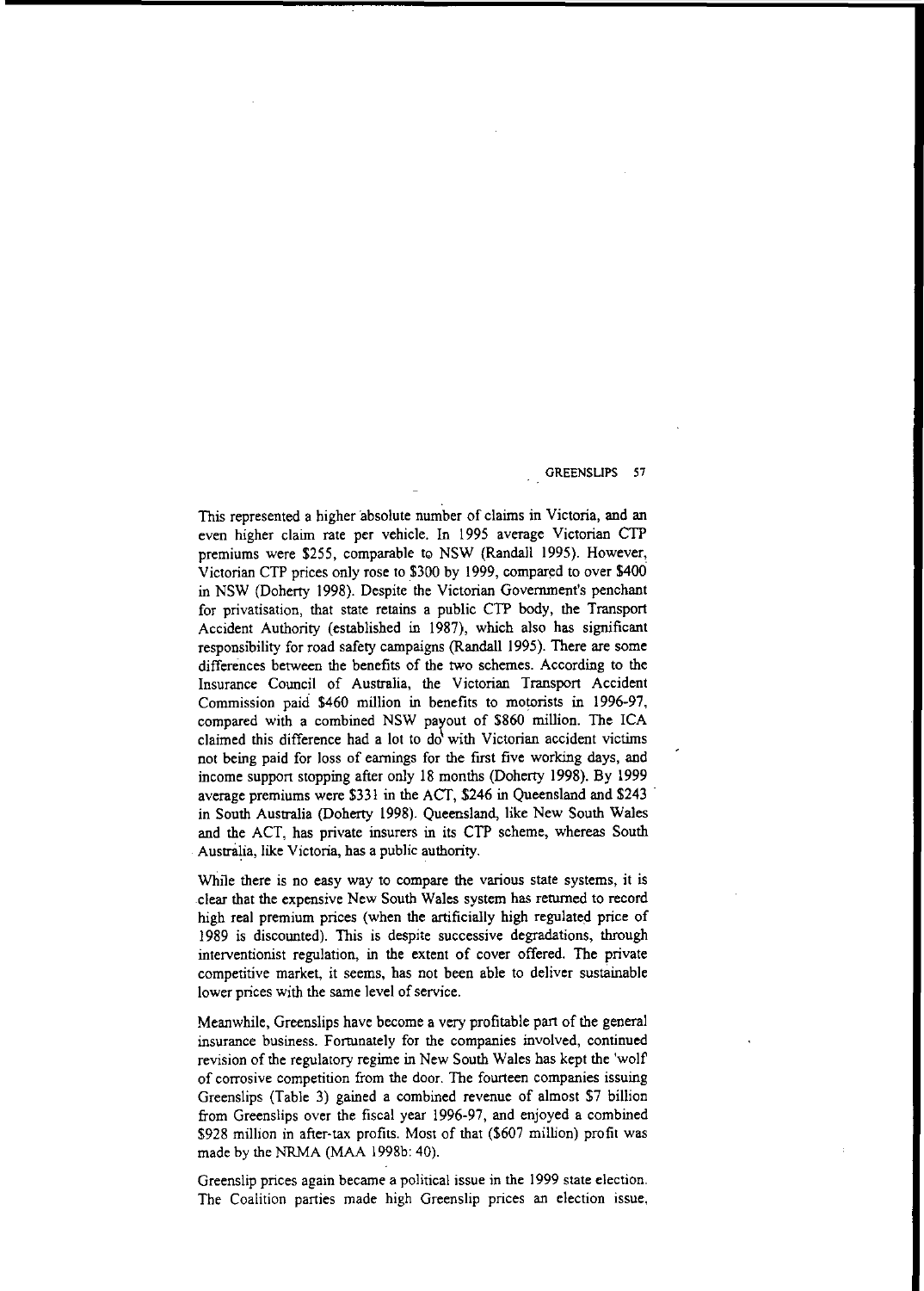This represented a higher absolute number of claims in Victoria, and an even higher claim rate per vehicle. In 1995 average Victorian CTP premiums were $255, comparable to NSW (Randall 1995). However, Victorian CTP prices only rose to $300 by 1999, compared to over $400 in NSW (Doherty 1998). Despite the Victorian Government's penchant for privatisation, that state retains a public CTP body, the Transport Accident Authority (established in 1987), which also has significant responsibility for road safety campaigns (Randall 1995). There are some differences between the benefits of the two schemes. According to the Insurance Council of Australia, the Victorian Transport Accident Commission paid $460 million in benefits to motorists in 1996-97, compared with a combined NSW payout of $860 million. The ICA claimed this difference had a lot to do with Victorian accident victims not being paid for loss of earnings for the first five working days, and income support stopping after only 18 months (Doherty 1998). By 1999 average premiums were $331 in the ACT, $246 in Queensland and $243 in South Australia (Doherty 1998). Queensland, like New South Wales and the ACT, has private insurers in its CTP scheme, whereas South Australia, like Victoria, has a public authority.

While there is no easy way to compare the various state systems, it is clear that the expensive New South Wales system has returned to record high real premium prices (when the artificially high regulated price of 1989 is discounted). This is despite successive degradations, through interventionist regulation, in the extent of cover offered. The private competitive market, it seems, has not been able to deliver sustainable lower prices with the same level of service.

Meanwhile, Greenslips have become a very profitable part of the general insurance business. Fortunately for the companies involved, continued revision of the regulatory regime in New South Wales has kept the 'wolf of corrosive competition from the door. The fourteen companies issuing Greenslips (Table 3) gained a combined revenue of almost $7 billion from Greenslips over the fiscal year 1996-97, and enjoyed a combined $928 million in after-tax profits. Most of that ($607 million) profit was made by the NRMA (MAA 1998b: 40).

Greenslip prices again became a political issue in the 1999 state election. The Coalition parties made high Greenslip prices an election issue,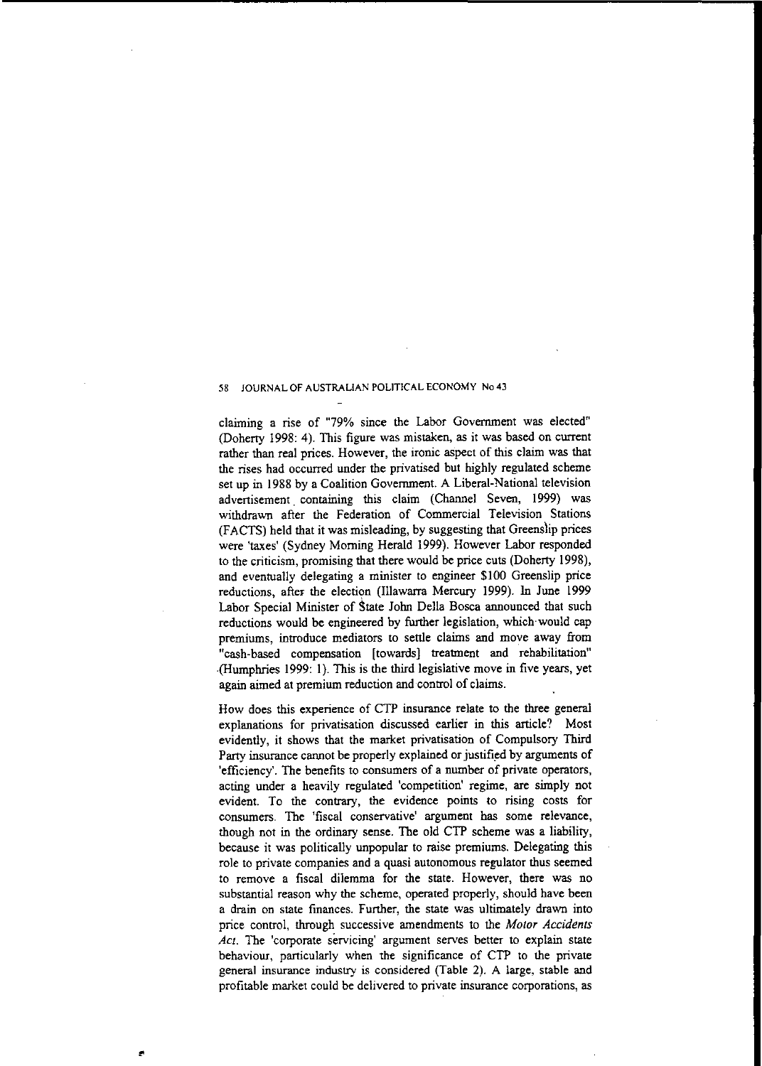claiming a rise of "79% since the Labor Government was elected" (Doherty 1998: 4). This figure was mistaken, as it was based on current rather than real prices. However, the ironic aspect of this claim was that the rises had occurred under the privatised but highly regulated scheme set up in 1988 by a Coalition Government. A Liberal-National television advertisement containing this claim (Channel Seven, 1999) was withdrawn after the Federation of Commercial Television Stations (FACTS) held that it was misleading, by suggesting that Greenslip prices were 'taxes' (Sydney Morning Herald 1999). However Labor responded to the criticism, promising that there would be price cuts (Doherty 1998), and eventually delegating a minister to engineer $100 Greenslip price reductions, after the election (Illawarra Mercury 1999). In June 1999 Labor Special Minister of State John Della Bosca announced that such reductions would be engineered by further legislation, which would cap premiums, introduce mediators to settle claims and move away from "cash-based compensation [towards] treatment and rehabilitation" (Humphries 1999: 1). This is the third legislative move in five years, yet again aimed at premium reduction and control of claims.

How does this experience of CTP insurance relate to the three general explanations for privatisation discussed earlier in this article? Most evidently, it shows that the market privatisation of Compulsory Third Party insurance cannot be properly explained or justified by arguments of 'efficiency'. The benefits to consumers of a number of private operators, acting under a heavily regulated 'competition' regime, are simply not evident. To the contrary, the evidence points to rising costs for consumers. The 'fiscal conservative' argument has some relevance, though not in the ordinary sense. The old CTP scheme was a liability, because it was politically unpopular to raise premiums. Delegating this role to private companies and a quasi autonomous regulator thus seemed to remove a fiscal dilemma for the state. However, there was no substantial reason why the scheme, operated properly, should have been a drain on state finances. Further, the state was ultimately drawn into price control, through successive amendments to the *Motor Accidents Act*. The 'corporate servicing' argument serves better to explain state behaviour, particularly when the significance of CTP to the private general insurance industry is considered (Table 2). A large, stable and profitable market could be delivered to private insurance corporations, as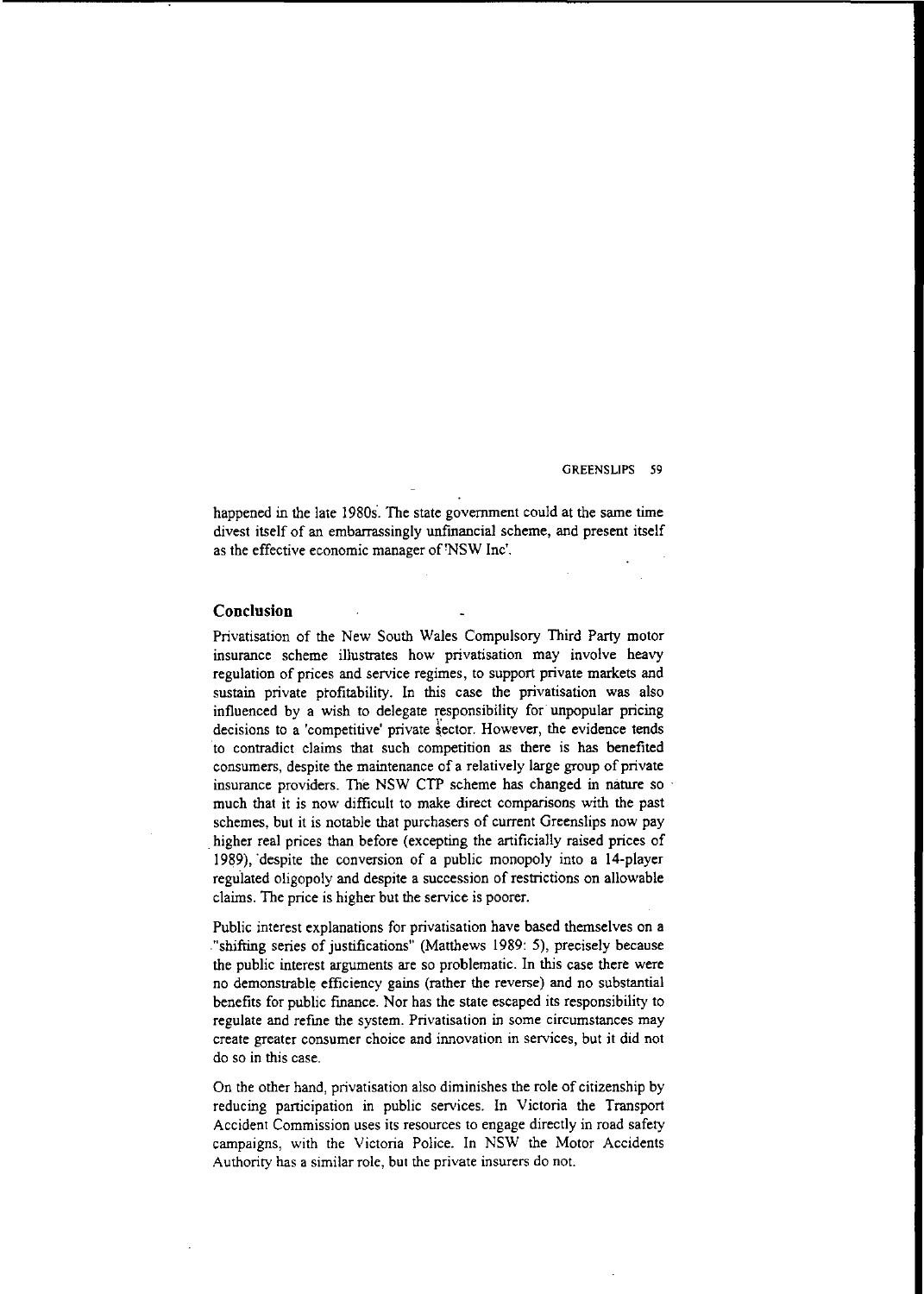happened in the late 1980s. The state government could at the same time divest itself of an embarrassingly unfinancial scheme, and present itself as the effective economic manager of 'NSW Inc'.

## Conclusion

Privatisation of the New South Wales Compulsory Third Party motor insurance scheme illustrates how privatisation may involve heavy regulation of prices and service regimes, to support private markets and sustain private profitability. In this case the privatisation was also influenced by a wish to delegate responsibility for unpopular pricing decisions to a 'competitive' private sector. However, the evidence tends to contradict claims that such competition as there is has benefited consumers, despite the maintenance of a relatively large group of private insurance providers. The NSW CTP scheme has changed in nature so much that it is now difficult to make direct comparisons with the past schemes, but it is notable that purchasers of current Greenslips now pay higher real prices than before (excepting the artificially raised prices of 1989), despite the conversion of a public monopoly into a 14-player regulated oligopoly and despite a succession of restrictions on allowable claims. The price is higher but the service is poorer.

Public interest explanations for privatisation have based themselves on a "shifting series of justifications" (Matthews 1989: 5), precisely because the public interest arguments are so problematic. In this case there were no demonstrable efficiency gains (rather the reverse) and no substantial benefits for public finance. Nor has the state escaped its responsibility to regulate and refine the system. Privatisation in some circumstances may create greater consumer choice and innovation in services, but it did not do so in this case.

On the other hand, privatisation also diminishes the role of citizenship by reducing participation in public services. In Victoria the Transport Accident Commission uses its resources to engage directly in road safety campaigns, with the Victoria Police. In NSW the Motor Accidents Authority has a similar role, but the private insurers do not.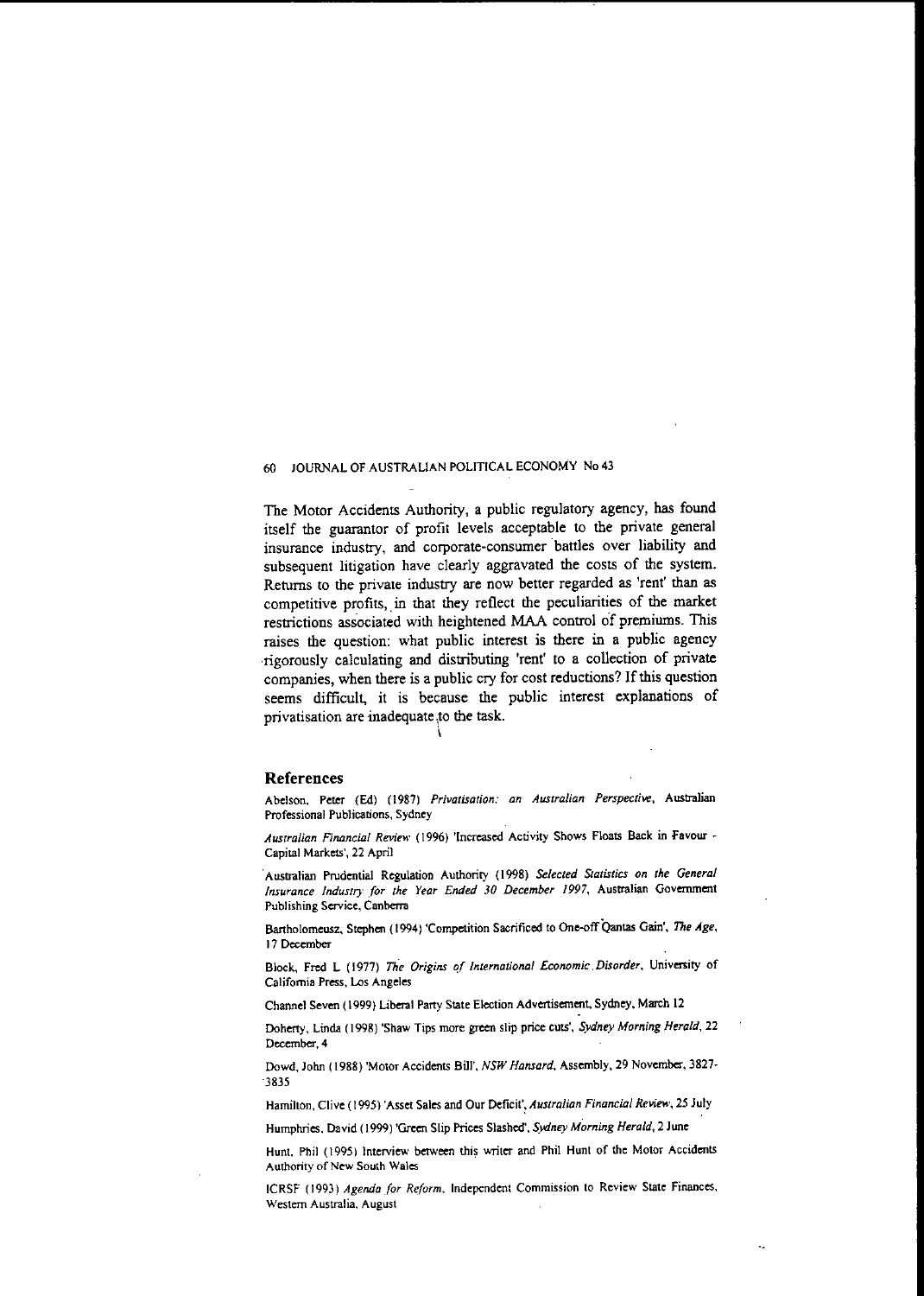The Motor Accidents Authority, a public regulatory agency, has found itself the guarantor of profit levels acceptable to the private general insurance industry, and corporate-consumer battles over liability and subsequent litigation have clearly aggravated the costs of the system. Returns to the private industry are now better regarded as 'rent' than as competitive profits, in that they reflect the peculiarities of the market restrictions associated with heightened MAA control of premiums. This raises the question: what public interest is there in a public agency rigorously calculating and distributing 'rent' to a collection of private companies, when there is a public cry for cost reductions? If this question seems difficult, it is because the public interest explanations of privatisation are inadequate to the task.

## References

Abelson, Peter (Ed) (1987) *Privatisation: an Australian Perspective*, Australian Professional Publications, Sydney

*Australian Financial Review* (1996) 'Increased Activity Shows Floats Back in Favour - Capital Markets', 22 April

Australian Prudential Regulation Authority (1998) *Selected Statistics on the General Insurance Industry for the Year Ended 30 December 1997*, Australian Government Publishing Service, Canberra

Bartholomeusz, Stephen (1994) 'Competition Sacrificed to One-off Qantas Gain', *The Age*, 17 December

Block, Fred L (1977) *The Origins of International Economic Disorder*, University of California Press, Los Angeles

Channel Seven (1999) Liberal Party State Election Advertisement, Sydney, March 12

Doherty, Linda (1998) 'Shaw Tips more green slip price cuts', *Sydney Morning Herald*, 22 December, 4

Dowd, John (1988) 'Motor Accidents Bill', *NSW Hansard*, Assembly, 29 November, 3827-3835

Hamilton, Clive (1995) 'Asset Sales and Our Deficit', *Australian Financial Review*, 25 July

Humphries, David (1999) 'Green Slip Prices Slashed', *Sydney Morning Herald*, 2 June

Hunt, Phil (1995) Interview between this writer and Phil Hunt of the Motor Accidents Authority of New South Wales

ICRSF (1993) *Agenda for Reform*, Independent Commission to Review State Finances, Western Australia, August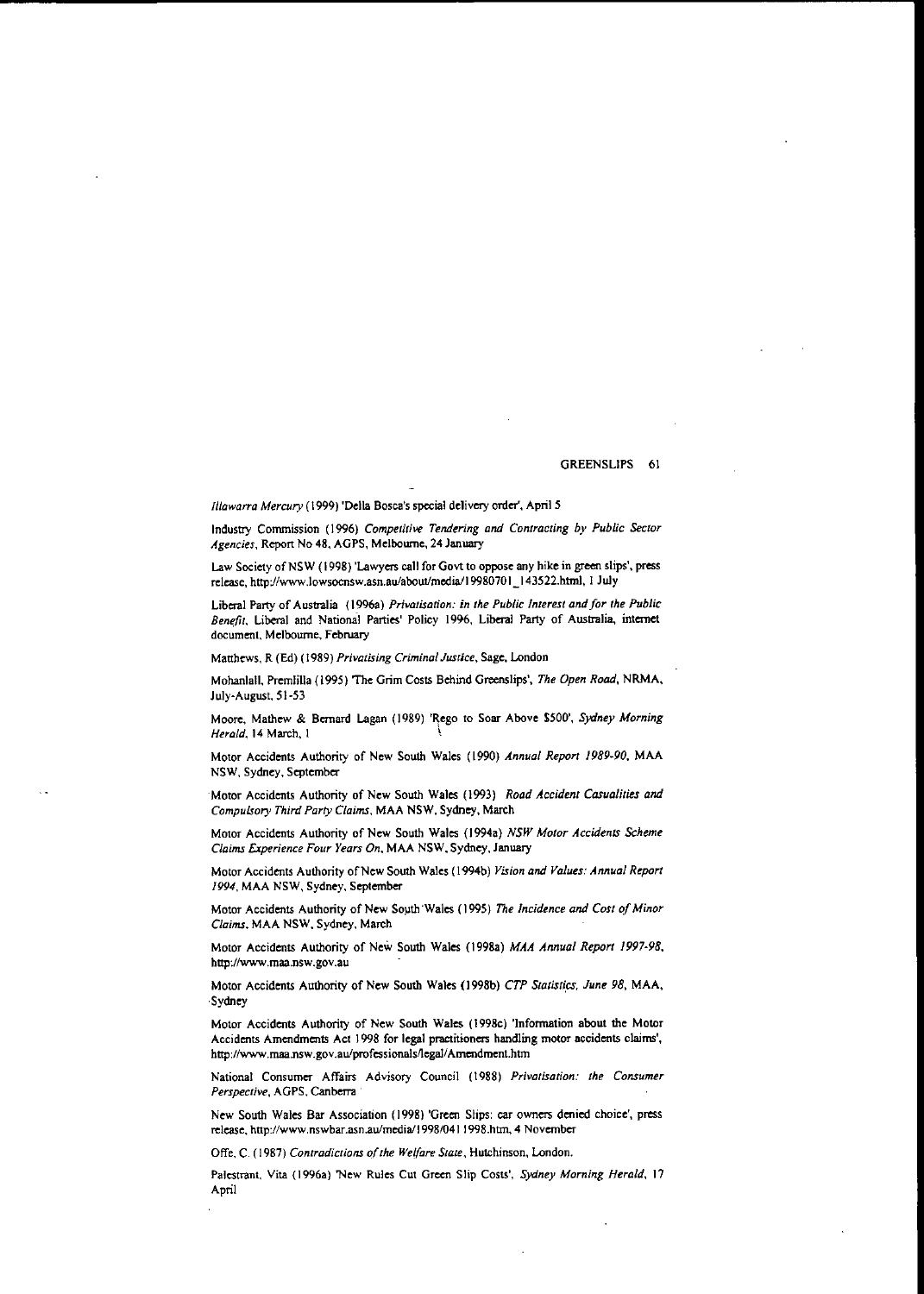*Illawarra Mercury* (1999) 'Della Bosca's special delivery order', April 5

Industry Commission (1996) *Competitive Tendering and Contracting by Public Sector Agencies*, Report No 48, AGPS, Melbourne, 24 January

Law Society of NSW (1998) 'Lawyers call for Govt to oppose any hike in green slips', press release, http://www.lowsocnsw.asn.au/about/media/19980701_143522.html, 1 July

Liberal Party of Australia (1996a) *Privatisation: in the Public Interest and for the Public Benefit*, Liberal and National Parties' Policy 1996, Liberal Party of Australia, internet document, Melbourne, February

Matthews, R (Ed) (1989) *Privatising Criminal Justice*, Sage, London

Mohanlall, Premlilla (1995) 'The Grim Costs Behind Greenslips', *The Open Road*, NRMA, July-August, 51-53

Moore, Mathew & Bernard Lagan (1989) 'Rego to Soar Above $500', *Sydney Morning Herald*, 14 March, 1

Motor Accidents Authority of New South Wales (1990) *Annual Report 1989-90*, MAA NSW, Sydney, September

Motor Accidents Authority of New South Wales (1993) *Road Accident Casualities and Compulsory Third Party Claims*, MAA NSW, Sydney, March

Motor Accidents Authority of New South Wales (1994a) *NSW Motor Accidents Scheme Claims Experience Four Years On*, MAA NSW, Sydney, January

Motor Accidents Authority of New South Wales (1994b) *Vision and Values: Annual Report 1994*, MAA NSW, Sydney, September

Motor Accidents Authority of New South Wales (1995) *The Incidence and Cost of Minor Claims*, MAA NSW, Sydney, March

Motor Accidents Authority of New South Wales (1998a) *MAA Annual Report 1997-98*, http://www.maa.nsw.gov.au

Motor Accidents Authority of New South Wales (1998b) *CTP Statistics, June 98*, MAA, Sydney

Motor Accidents Authority of New South Wales (1998c) 'Information about the Motor Accidents Amendments Act 1998 for legal practitioners handling motor accidents claims', http://www.maa.nsw.gov.au/professionals/legal/Amendment.htm

National Consumer Affairs Advisory Council (1988) *Privatisation: the Consumer Perspective*, AGPS, Canberra

New South Wales Bar Association (1998) 'Green Slips: car owners denied choice', press release, http://www.nswbar.asn.au/media/1998/0411998.htm, 4 November

Offe, C. (1987) *Contradictions of the Welfare State*, Hutchinson, London.

Palestrant, Vita (1996a) 'New Rules Cut Green Slip Costs', *Sydney Morning Herald*, 17 April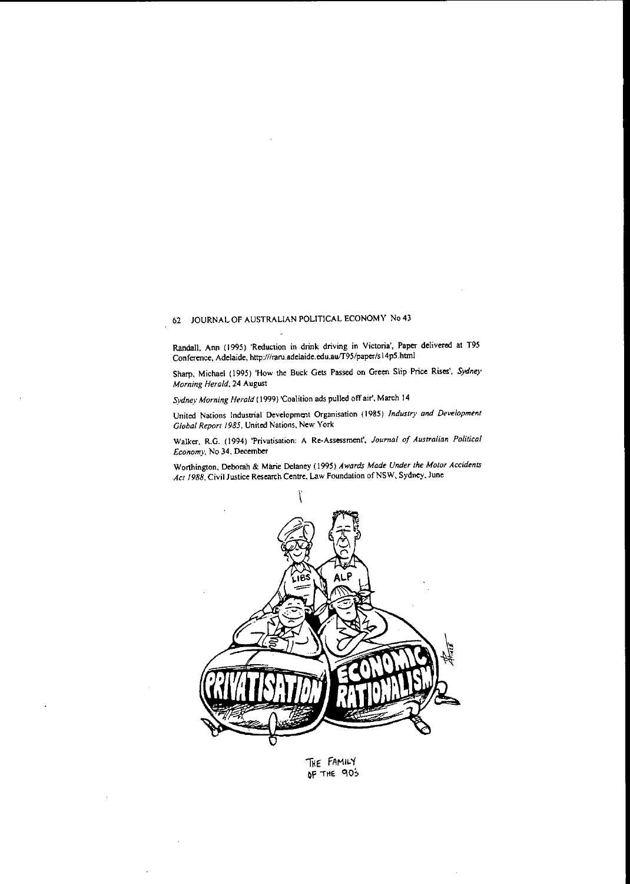Randall, Ann (1995) 'Reduction in drink driving in Victoria', Paper delivered at T95 Conference, Adelaide, http:///raru.adelaide.edu.au/T95/paper/s14p5.html

Sharp, Michael (1995) 'How the Buck Gets Passed on Green Slip Price Rises', *Sydney Morning Herald*, 24 August

*Sydney Morning Herald* (1999) 'Coalition ads pulled off air', March 14

United Nations Industrial Development Organisation (1985) *Industry and Development Global Report 1985*, United Nations, New York

Walker, R.G. (1994) 'Privatisation: A Re-Assessment', *Journal of Australian Political Economy*, No 34, December

Worthington, Deborah & Marie Delaney (1995) *Awards Made Under the Motor Accidents Act 1988*, Civil Justice Research Centre, Law Foundation of NSW, Sydney, June

THE FAMILY OF THE 90's